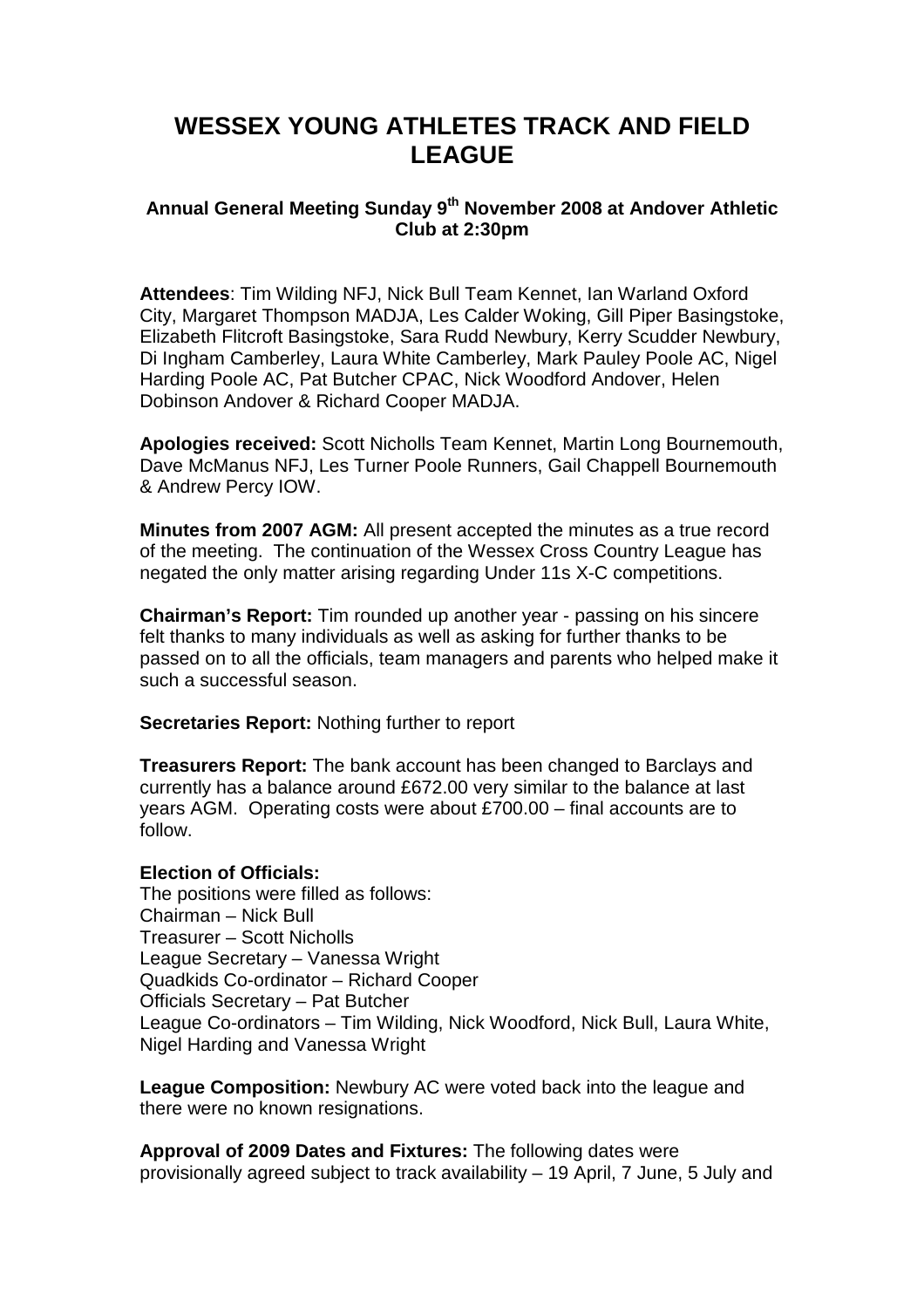# WESSEX YOUNG ATHLETES TRACK AND FIELD LEAGUE

### Annual General Meeting Sunday 9th November 2008 at Andover Athletic Club at 2:30pm

**Attendees**: Tim Wilding NFJ, Nick Bull Team Kennet, Ian Warland Oxford City, Margaret Thompson MADJA, Les Calder Woking, Gill Piper Basingstoke, Elizabeth Flitcroft Basingstoke, Sara Rudd Newbury, Kerry Scudder Newbury, Di Ingham Camberley, Laura White Camberley, Mark Pauley Poole AC, Nigel Harding Poole AC, Pat Butcher CPAC, Nick Woodford Andover, Helen Dobinson Andover & Richard Cooper MADJA.

**Apologies received:** Scott Nicholls Team Kennet, Martin Long Bournemouth, Dave McManus NFJ, Les Turner Poole Runners, Gail Chappell Bournemouth & Andrew Percy IOW.

**Minutes from 2007 AGM:** All present accepted the minutes as a true record of the meeting. The continuation of the Wessex Cross Country League has negated the only matter arising regarding Under 11s X-C competitions.

**Chairman's Report:** Tim rounded up another year - passing on his sincere felt thanks to many individuals as well as asking for further thanks to be passed on to all the officials, team managers and parents who helped make it such a successful season.

**Secretaries Report:** Nothing further to report

**Treasurers Report:** The bank account has been changed to Barclays and currently has a balance around £672.00 very similar to the balance at last years AGM. Operating costs were about £700.00 – final accounts are to follow.

**Election of Officials:**

The positions were filled as follows:
Chairman – Nick Bull
Treasurer – Scott Nicholls
League Secretary – Vanessa Wright
Quadkids Co-ordinator – Richard Cooper
Officials Secretary – Pat Butcher
League Co-ordinators – Tim Wilding, Nick Woodford, Nick Bull, Laura White, Nigel Harding and Vanessa Wright

**League Composition:** Newbury AC were voted back into the league and there were no known resignations.

**Approval of 2009 Dates and Fixtures:** The following dates were provisionally agreed subject to track availability – 19 April, 7 June, 5 July and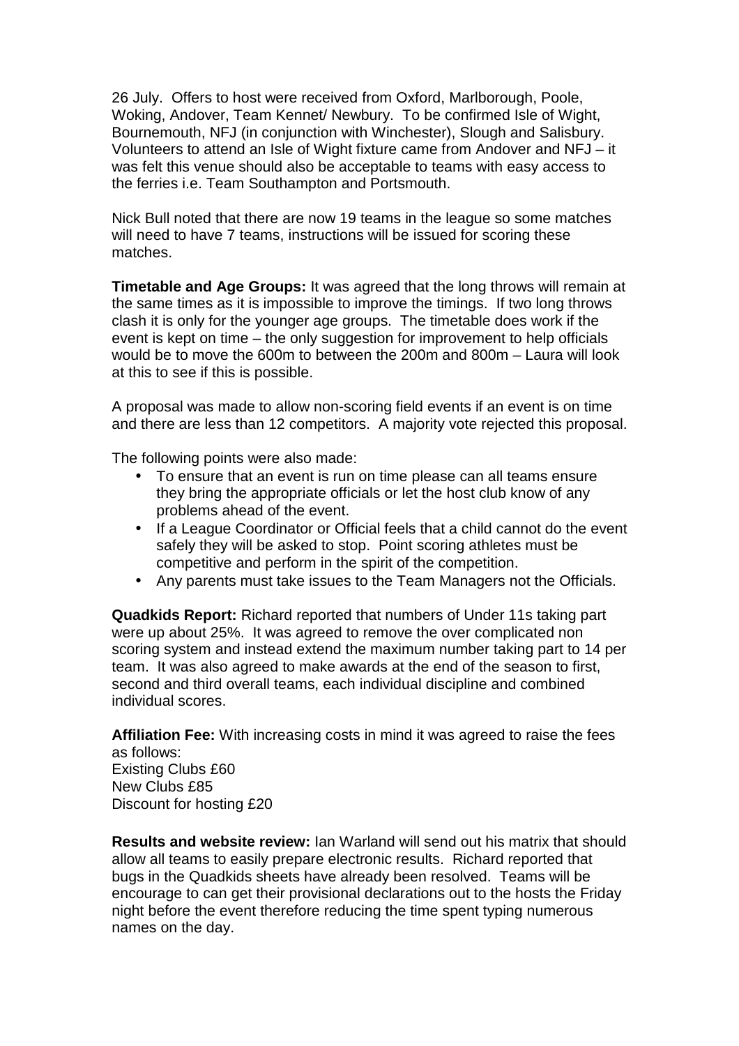26 July. Offers to host were received from Oxford, Marlborough, Poole, Woking, Andover, Team Kennet/ Newbury. To be confirmed Isle of Wight, Bournemouth, NFJ (in conjunction with Winchester), Slough and Salisbury. Volunteers to attend an Isle of Wight fixture came from Andover and NFJ – it was felt this venue should also be acceptable to teams with easy access to the ferries i.e. Team Southampton and Portsmouth.

Nick Bull noted that there are now 19 teams in the league so some matches will need to have 7 teams, instructions will be issued for scoring these matches.

**Timetable and Age Groups:** It was agreed that the long throws will remain at the same times as it is impossible to improve the timings. If two long throws clash it is only for the younger age groups. The timetable does work if the event is kept on time – the only suggestion for improvement to help officials would be to move the 600m to between the 200m and 800m – Laura will look at this to see if this is possible.

A proposal was made to allow non-scoring field events if an event is on time and there are less than 12 competitors. A majority vote rejected this proposal.

The following points were also made:

- To ensure that an event is run on time please can all teams ensure they bring the appropriate officials or let the host club know of any problems ahead of the event.
- If a League Coordinator or Official feels that a child cannot do the event safely they will be asked to stop. Point scoring athletes must be competitive and perform in the spirit of the competition.
- Any parents must take issues to the Team Managers not the Officials.

**Quadkids Report:** Richard reported that numbers of Under 11s taking part were up about 25%. It was agreed to remove the over complicated non scoring system and instead extend the maximum number taking part to 14 per team. It was also agreed to make awards at the end of the season to first, second and third overall teams, each individual discipline and combined individual scores.

**Affiliation Fee:** With increasing costs in mind it was agreed to raise the fees as follows:
Existing Clubs £60
New Clubs £85
Discount for hosting £20

**Results and website review:** Ian Warland will send out his matrix that should allow all teams to easily prepare electronic results. Richard reported that bugs in the Quadkids sheets have already been resolved. Teams will be encourage to can get their provisional declarations out to the hosts the Friday night before the event therefore reducing the time spent typing numerous names on the day.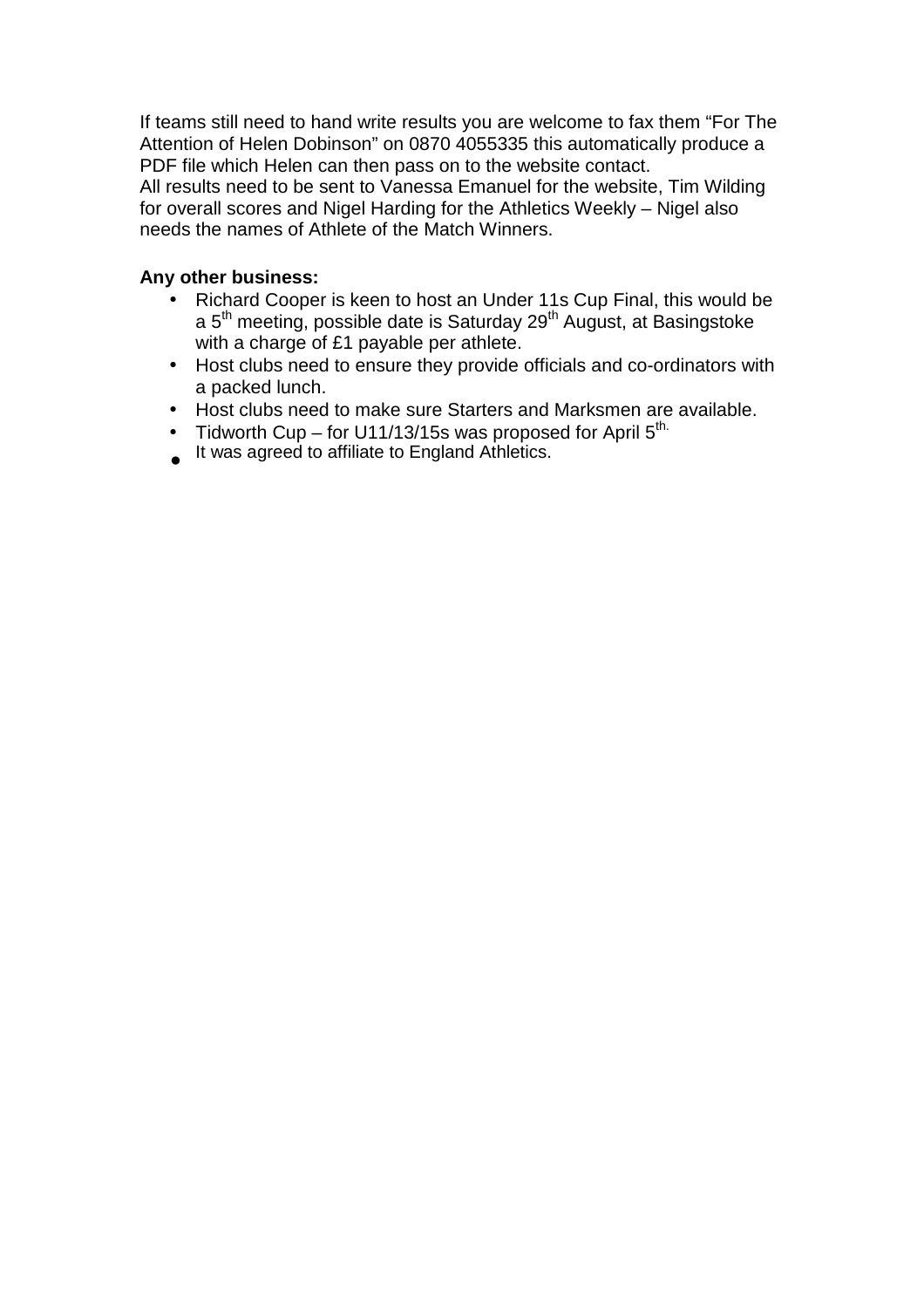If teams still need to hand write results you are welcome to fax them "For The Attention of Helen Dobinson" on 0870 4055335 this automatically produce a PDF file which Helen can then pass on to the website contact.
All results need to be sent to Vanessa Emanuel for the website, Tim Wilding for overall scores and Nigel Harding for the Athletics Weekly – Nigel also needs the names of Athlete of the Match Winners.

**Any other business:**

- Richard Cooper is keen to host an Under 11s Cup Final, this would be a 5th meeting, possible date is Saturday 29th August, at Basingstoke with a charge of £1 payable per athlete.
- Host clubs need to ensure they provide officials and co-ordinators with a packed lunch.
- Host clubs need to make sure Starters and Marksmen are available.
- Tidworth Cup – for U11/13/15s was proposed for April 5th.
- It was agreed to affiliate to England Athletics.